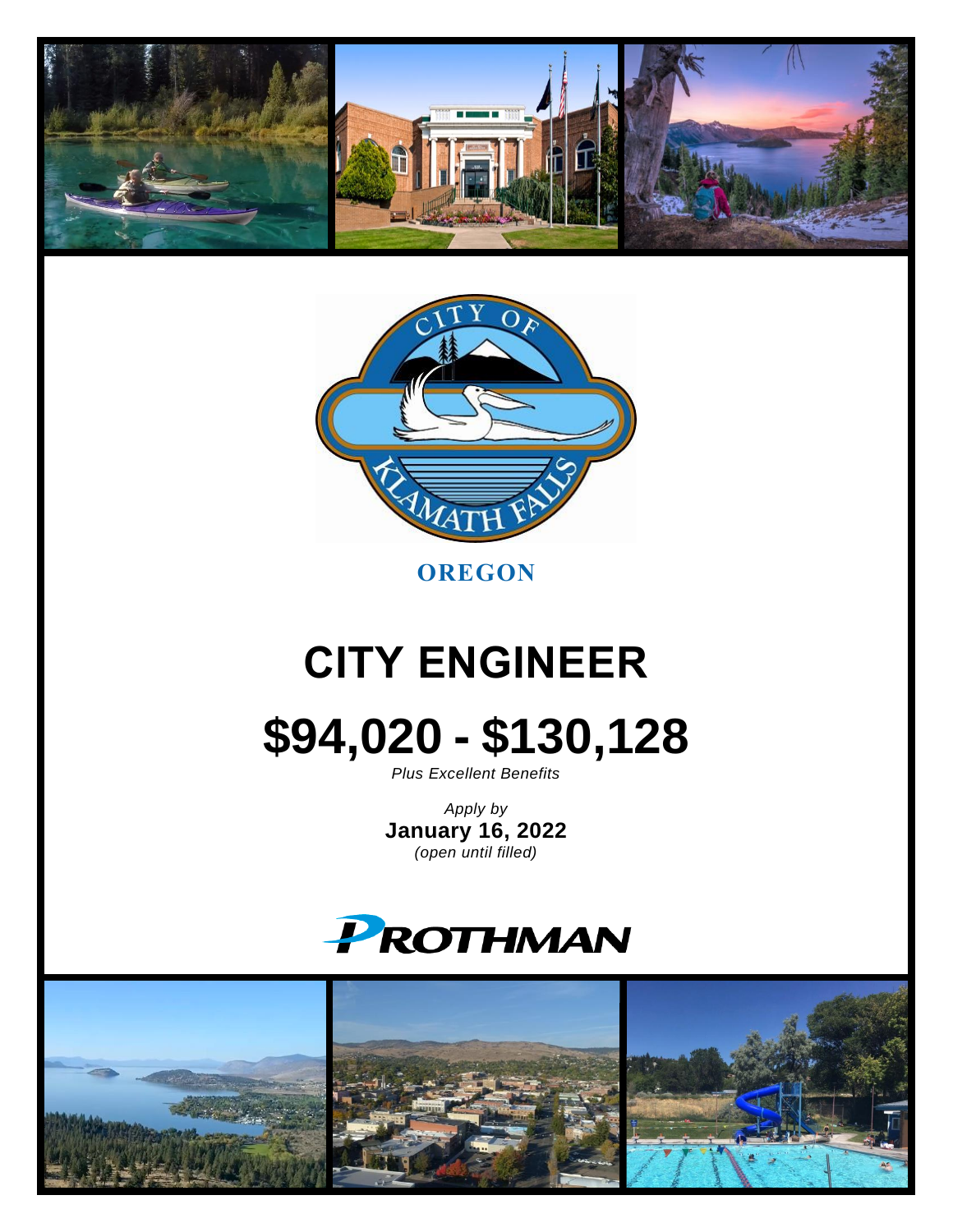CITY OF KLAMATH FALLS

**OREGON**

# CITY ENGINEER

# $94,020 - $130,128

*Plus Excellent Benefits*

*Apply by*
**January 16, 2022**
*(open until filled)*

PROTHMAN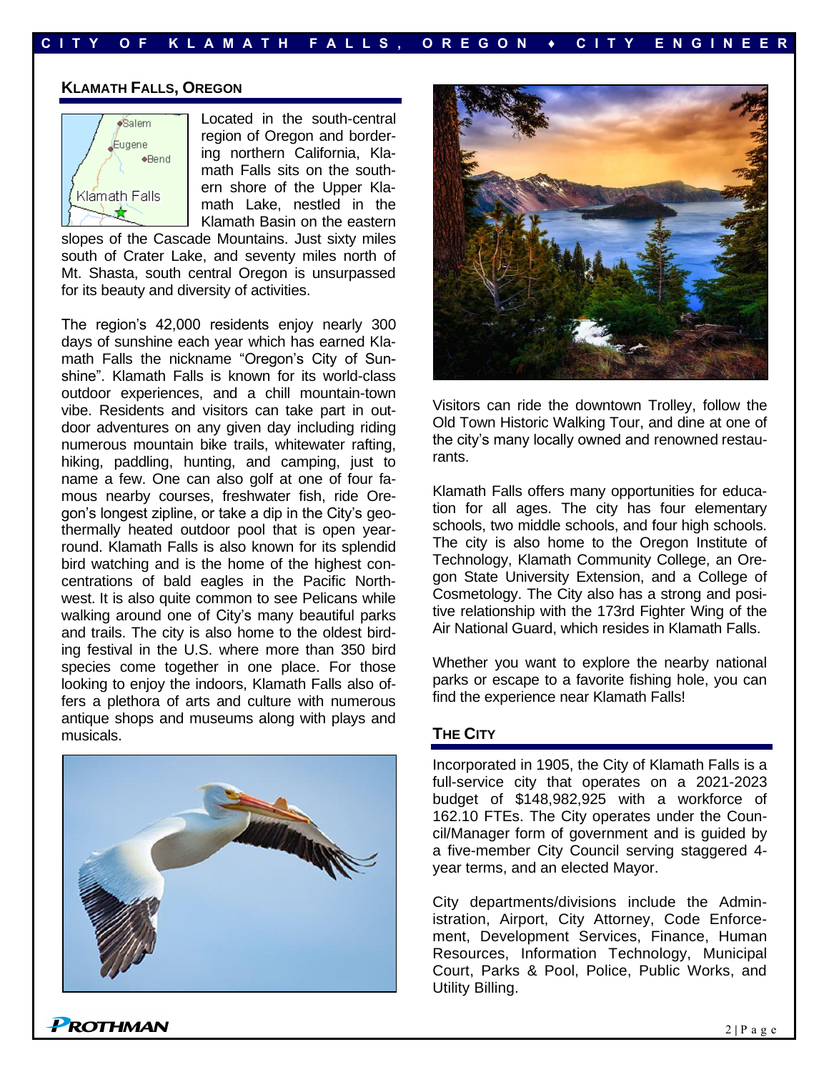## KLAMATH FALLS, OREGON

Located in the south-central region of Oregon and bordering northern California, Klamath Falls sits on the southern shore of the Upper Klamath Lake, nestled in the Klamath Basin on the eastern slopes of the Cascade Mountains. Just sixty miles south of Crater Lake, and seventy miles north of Mt. Shasta, south central Oregon is unsurpassed for its beauty and diversity of activities.

The region's 42,000 residents enjoy nearly 300 days of sunshine each year which has earned Klamath Falls the nickname "Oregon's City of Sunshine". Klamath Falls is known for its world-class outdoor experiences, and a chill mountain-town vibe. Residents and visitors can take part in outdoor adventures on any given day including riding numerous mountain bike trails, whitewater rafting, hiking, paddling, hunting, and camping, just to name a few. One can also golf at one of four famous nearby courses, freshwater fish, ride Oregon's longest zipline, or take a dip in the City's geothermally heated outdoor pool that is open year-round. Klamath Falls is also known for its splendid bird watching and is the home of the highest concentrations of bald eagles in the Pacific Northwest. It is also quite common to see Pelicans while walking around one of City's many beautiful parks and trails. The city is also home to the oldest birding festival in the U.S. where more than 350 bird species come together in one place. For those looking to enjoy the indoors, Klamath Falls also offers a plethora of arts and culture with numerous antique shops and museums along with plays and musicals.

Visitors can ride the downtown Trolley, follow the Old Town Historic Walking Tour, and dine at one of the city's many locally owned and renowned restaurants.

Klamath Falls offers many opportunities for education for all ages. The city has four elementary schools, two middle schools, and four high schools. The city is also home to the Oregon Institute of Technology, Klamath Community College, an Oregon State University Extension, and a College of Cosmetology. The City also has a strong and positive relationship with the 173rd Fighter Wing of the Air National Guard, which resides in Klamath Falls.

Whether you want to explore the nearby national parks or escape to a favorite fishing hole, you can find the experience near Klamath Falls!

## THE CITY

Incorporated in 1905, the City of Klamath Falls is a full-service city that operates on a 2021-2023 budget of $148,982,925 with a workforce of 162.10 FTEs. The City operates under the Council/Manager form of government and is guided by a five-member City Council serving staggered 4-year terms, and an elected Mayor.

City departments/divisions include the Administration, Airport, City Attorney, Code Enforcement, Development Services, Finance, Human Resources, Information Technology, Municipal Court, Parks & Pool, Police, Public Works, and Utility Billing.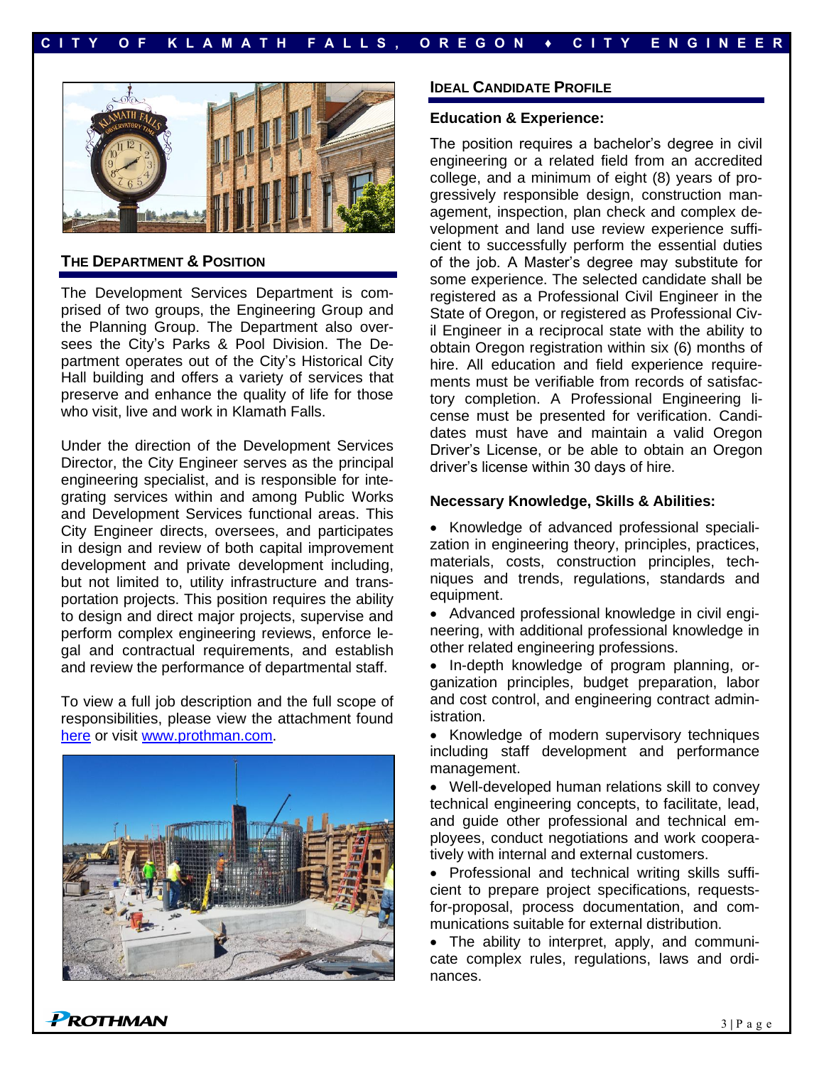## The Department & Position

The Development Services Department is comprised of two groups, the Engineering Group and the Planning Group. The Department also oversees the City's Parks & Pool Division. The Department operates out of the City's Historical City Hall building and offers a variety of services that preserve and enhance the quality of life for those who visit, live and work in Klamath Falls.

Under the direction of the Development Services Director, the City Engineer serves as the principal engineering specialist, and is responsible for integrating services within and among Public Works and Development Services functional areas. This City Engineer directs, oversees, and participates in design and review of both capital improvement development and private development including, but not limited to, utility infrastructure and transportation projects. This position requires the ability to design and direct major projects, supervise and perform complex engineering reviews, enforce legal and contractual requirements, and establish and review the performance of departmental staff.

To view a full job description and the full scope of responsibilities, please view the attachment found here or visit www.prothman.com.

## Ideal Candidate Profile

**Education & Experience:**

The position requires a bachelor's degree in civil engineering or a related field from an accredited college, and a minimum of eight (8) years of progressively responsible design, construction management, inspection, plan check and complex development and land use review experience sufficient to successfully perform the essential duties of the job. A Master's degree may substitute for some experience. The selected candidate shall be registered as a Professional Civil Engineer in the State of Oregon, or registered as Professional Civil Engineer in a reciprocal state with the ability to obtain Oregon registration within six (6) months of hire. All education and field experience requirements must be verifiable from records of satisfactory completion. A Professional Engineering license must be presented for verification. Candidates must have and maintain a valid Oregon Driver's License, or be able to obtain an Oregon driver's license within 30 days of hire.

**Necessary Knowledge, Skills & Abilities:**

- Knowledge of advanced professional specialization in engineering theory, principles, practices, materials, costs, construction principles, techniques and trends, regulations, standards and equipment.
- Advanced professional knowledge in civil engineering, with additional professional knowledge in other related engineering professions.
- In-depth knowledge of program planning, organization principles, budget preparation, labor and cost control, and engineering contract administration.
- Knowledge of modern supervisory techniques including staff development and performance management.
- Well-developed human relations skill to convey technical engineering concepts, to facilitate, lead, and guide other professional and technical employees, conduct negotiations and work cooperatively with internal and external customers.
- Professional and technical writing skills sufficient to prepare project specifications, requests-for-proposal, process documentation, and communications suitable for external distribution.
- The ability to interpret, apply, and communicate complex rules, regulations, laws and ordinances.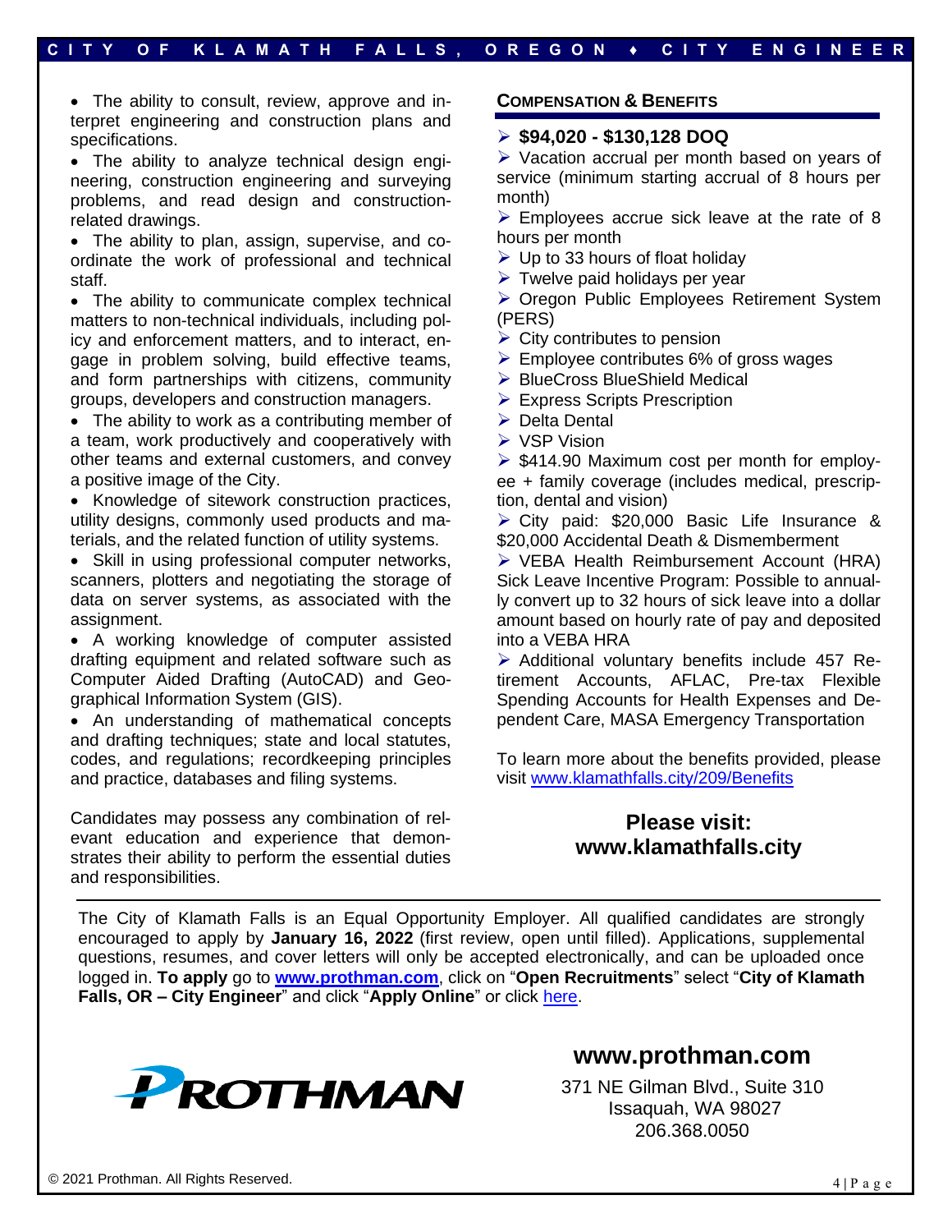- The ability to consult, review, approve and interpret engineering and construction plans and specifications.
- The ability to analyze technical design engineering, construction engineering and surveying problems, and read design and construction-related drawings.
- The ability to plan, assign, supervise, and coordinate the work of professional and technical staff.
- The ability to communicate complex technical matters to non-technical individuals, including policy and enforcement matters, and to interact, engage in problem solving, build effective teams, and form partnerships with citizens, community groups, developers and construction managers.
- The ability to work as a contributing member of a team, work productively and cooperatively with other teams and external customers, and convey a positive image of the City.
- Knowledge of sitework construction practices, utility designs, commonly used products and materials, and the related function of utility systems.
- Skill in using professional computer networks, scanners, plotters and negotiating the storage of data on server systems, as associated with the assignment.
- A working knowledge of computer assisted drafting equipment and related software such as Computer Aided Drafting (AutoCAD) and Geographical Information System (GIS).
- An understanding of mathematical concepts and drafting techniques; state and local statutes, codes, and regulations; recordkeeping principles and practice, databases and filing systems.

Candidates may possess any combination of relevant education and experience that demonstrates their ability to perform the essential duties and responsibilities.

## COMPENSATION & BENEFITS

- **$94,020 - $130,128 DOQ**
- Vacation accrual per month based on years of service (minimum starting accrual of 8 hours per month)
- Employees accrue sick leave at the rate of 8 hours per month
- Up to 33 hours of float holiday
- Twelve paid holidays per year
- Oregon Public Employees Retirement System (PERS)
- City contributes to pension
- Employee contributes 6% of gross wages
- BlueCross BlueShield Medical
- Express Scripts Prescription
- Delta Dental
- VSP Vision
- $414.90 Maximum cost per month for employee + family coverage (includes medical, prescription, dental and vision)
- City paid: $20,000 Basic Life Insurance & $20,000 Accidental Death & Dismemberment
- VEBA Health Reimbursement Account (HRA) Sick Leave Incentive Program: Possible to annually convert up to 32 hours of sick leave into a dollar amount based on hourly rate of pay and deposited into a VEBA HRA
- Additional voluntary benefits include 457 Retirement Accounts, AFLAC, Pre-tax Flexible Spending Accounts for Health Expenses and Dependent Care, MASA Emergency Transportation

To learn more about the benefits provided, please visit www.klamathfalls.city/209/Benefits

**Please visit: www.klamathfalls.city**

The City of Klamath Falls is an Equal Opportunity Employer. All qualified candidates are strongly encouraged to apply by **January 16, 2022** (first review, open until filled). Applications, supplemental questions, resumes, and cover letters will only be accepted electronically, and can be uploaded once logged in. **To apply** go to **www.prothman.com**, click on "**Open Recruitments**" select "**City of Klamath Falls, OR – City Engineer**" and click "**Apply Online**" or click here.

PROTHMAN

**www.prothman.com**

371 NE Gilman Blvd., Suite 310
Issaquah, WA 98027
206.368.0050

© 2021 Prothman. All Rights Reserved.